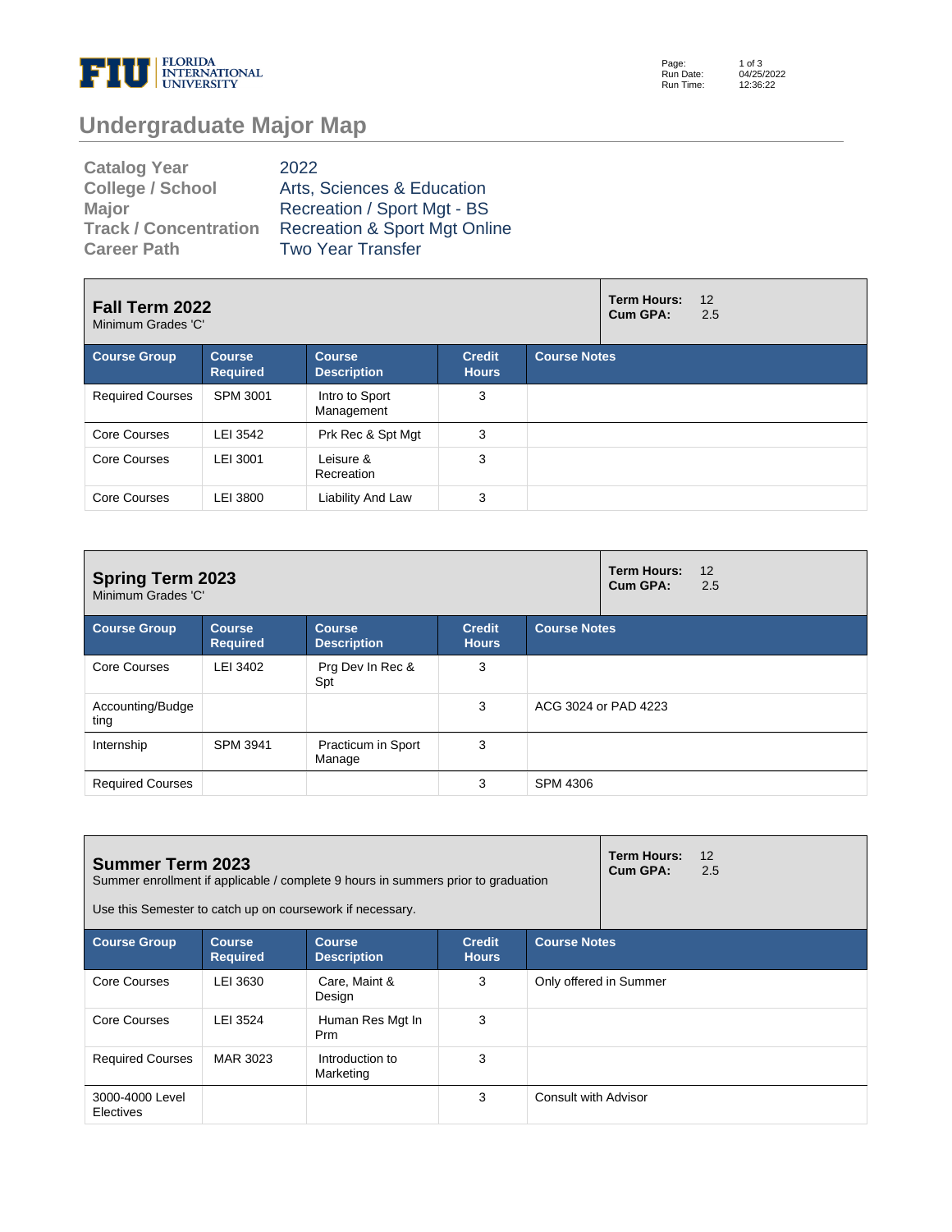# Undergraduate Major Map

| | |
|---|---|
| **Catalog Year** | 2022 |
| **College / School** | Arts, Sciences & Education |
| **Major** | Recreation / Sport Mgt - BS |
| **Track / Concentration** | Recreation & Sport Mgt Online |
| **Career Path** | Two Year Transfer |

## Fall Term 2022

Minimum Grades 'C'

**Term Hours:** 12
**Cum GPA:** 2.5

| Course Group | Course Required | Course Description | Credit Hours | Course Notes |
|---|---|---|---|---|
| Required Courses | SPM 3001 | Intro to Sport Management | 3 | |
| Core Courses | LEI 3542 | Prk Rec & Spt Mgt | 3 | |
| Core Courses | LEI 3001 | Leisure & Recreation | 3 | |
| Core Courses | LEI 3800 | Liability And Law | 3 | |

## Spring Term 2023

Minimum Grades 'C'

**Term Hours:** 12
**Cum GPA:** 2.5

| Course Group | Course Required | Course Description | Credit Hours | Course Notes |
|---|---|---|---|---|
| Core Courses | LEI 3402 | Prg Dev In Rec & Spt | 3 | |
| Accounting/Budgeting | | | 3 | ACG 3024 or PAD 4223 |
| Internship | SPM 3941 | Practicum in Sport Manage | 3 | |
| Required Courses | | | 3 | SPM 4306 |

## Summer Term 2023

Summer enrollment if applicable / complete 9 hours in summers prior to graduation

Use this Semester to catch up on coursework if necessary.

**Term Hours:** 12
**Cum GPA:** 2.5

| Course Group | Course Required | Course Description | Credit Hours | Course Notes |
|---|---|---|---|---|
| Core Courses | LEI 3630 | Care, Maint & Design | 3 | Only offered in Summer |
| Core Courses | LEI 3524 | Human Res Mgt In Prm | 3 | |
| Required Courses | MAR 3023 | Introduction to Marketing | 3 | |
| 3000-4000 Level Electives | | | 3 | Consult with Advisor |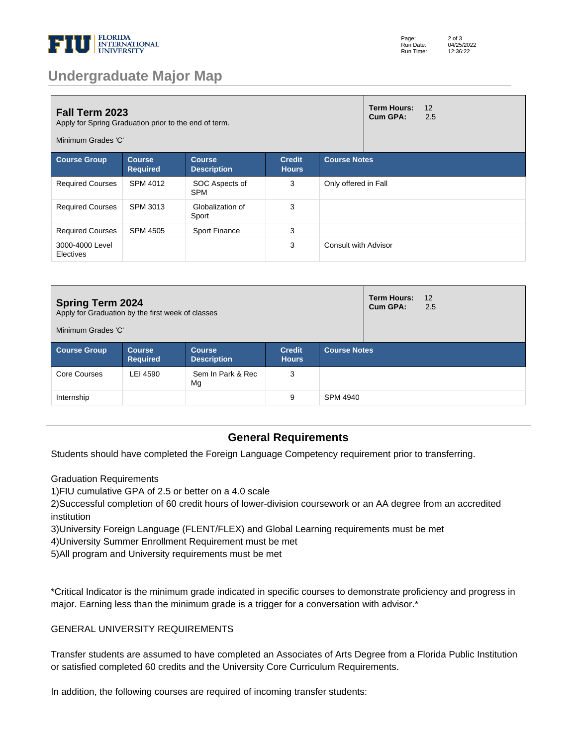## Undergraduate Major Map

### Fall Term 2023

Apply for Spring Graduation prior to the end of term.

Minimum Grades 'C'

**Term Hours:** 12
**Cum GPA:** 2.5

| Course Group | Course Required | Course Description | Credit Hours | Course Notes |
|---|---|---|---|---|
| Required Courses | SPM 4012 | SOC Aspects of SPM | 3 | Only offered in Fall |
| Required Courses | SPM 3013 | Globalization of Sport | 3 | |
| Required Courses | SPM 4505 | Sport Finance | 3 | |
| 3000-4000 Level Electives | | | 3 | Consult with Advisor |

### Spring Term 2024

Apply for Graduation by the first week of classes

Minimum Grades 'C'

**Term Hours:** 12
**Cum GPA:** 2.5

| Course Group | Course Required | Course Description | Credit Hours | Course Notes |
|---|---|---|---|---|
| Core Courses | LEI 4590 | Sem In Park & Rec Mg | 3 | |
| Internship | | | 9 | SPM 4940 |

## General Requirements

Students should have completed the Foreign Language Competency requirement prior to transferring.

Graduation Requirements
1)FIU cumulative GPA of 2.5 or better on a 4.0 scale
2)Successful completion of 60 credit hours of lower-division coursework or an AA degree from an accredited institution
3)University Foreign Language (FLENT/FLEX) and Global Learning requirements must be met
4)University Summer Enrollment Requirement must be met
5)All program and University requirements must be met

*Critical Indicator is the minimum grade indicated in specific courses to demonstrate proficiency and progress in major. Earning less than the minimum grade is a trigger for a conversation with advisor.*

GENERAL UNIVERSITY REQUIREMENTS

Transfer students are assumed to have completed an Associates of Arts Degree from a Florida Public Institution or satisfied completed 60 credits and the University Core Curriculum Requirements.

In addition, the following courses are required of incoming transfer students: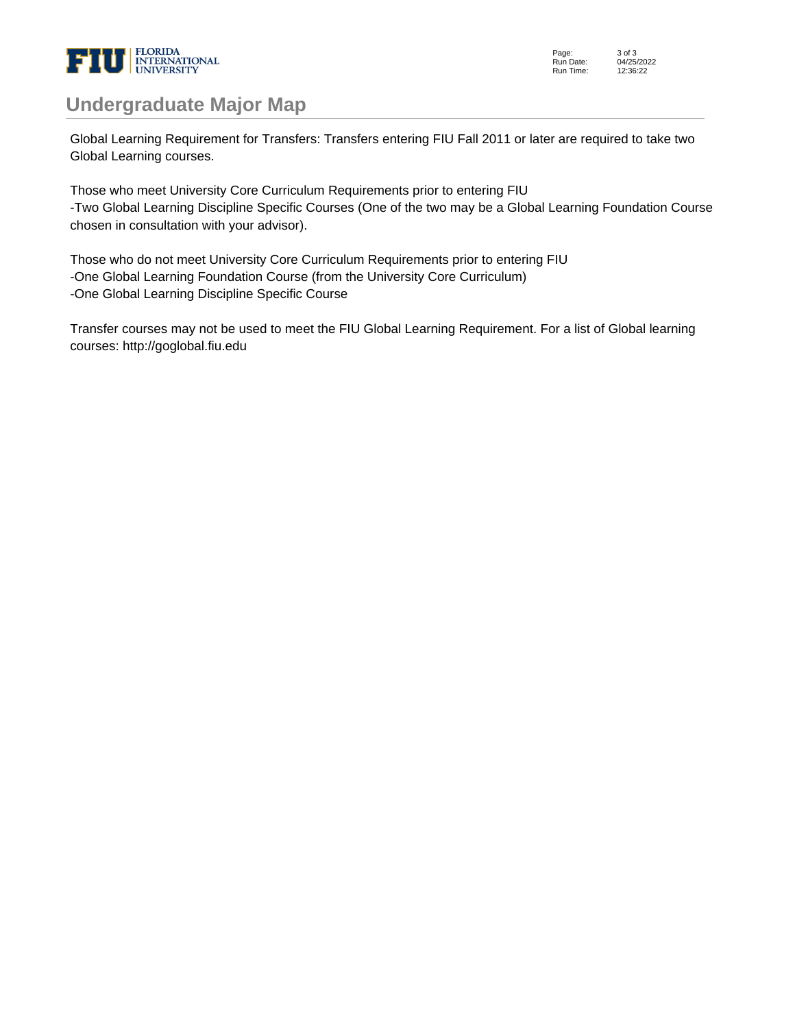# Undergraduate Major Map

Global Learning Requirement for Transfers: Transfers entering FIU Fall 2011 or later are required to take two Global Learning courses.

Those who meet University Core Curriculum Requirements prior to entering FIU
-Two Global Learning Discipline Specific Courses (One of the two may be a Global Learning Foundation Course chosen in consultation with your advisor).

Those who do not meet University Core Curriculum Requirements prior to entering FIU
-One Global Learning Foundation Course (from the University Core Curriculum)
-One Global Learning Discipline Specific Course

Transfer courses may not be used to meet the FIU Global Learning Requirement. For a list of Global learning courses: http://goglobal.fiu.edu